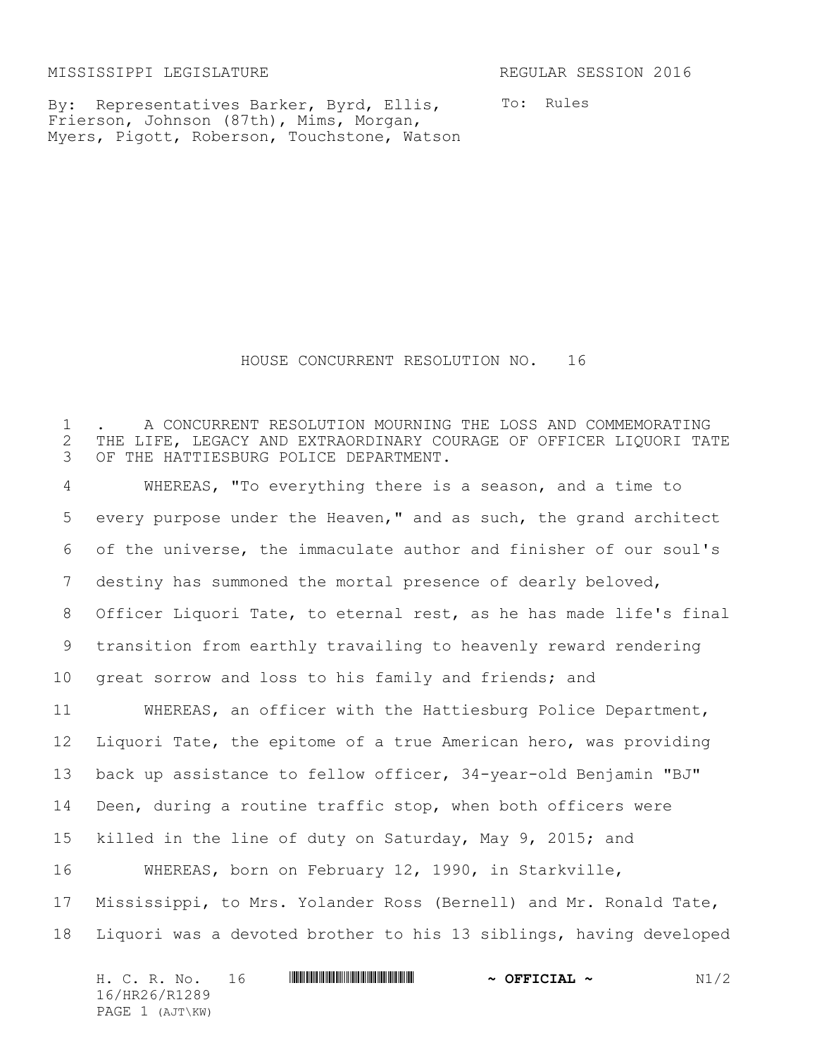MISSISSIPPI LEGISLATURE REGULAR SESSION 2016

By: Representatives Barker, Byrd, Ellis, Frierson, Johnson (87th), Mims, Morgan, Myers, Pigott, Roberson, Touchstone, Watson

To: Rules

# HOUSE CONCURRENT RESOLUTION NO. 16

1 . A CONCURRENT RESOLUTION MOURNING THE LOSS AND COMMEMORATING
2 THE LIFE, LEGACY AND EXTRAORDINARY COURAGE OF OFFICER LIQUORI TATE
3 OF THE HATTIESBURG POLICE DEPARTMENT.

4 WHEREAS, "To everything there is a season, and a time to
5 every purpose under the Heaven," and as such, the grand architect
6 of the universe, the immaculate author and finisher of our soul's
7 destiny has summoned the mortal presence of dearly beloved,
8 Officer Liquori Tate, to eternal rest, as he has made life's final
9 transition from earthly travailing to heavenly reward rendering
10 great sorrow and loss to his family and friends; and

11 WHEREAS, an officer with the Hattiesburg Police Department,
12 Liquori Tate, the epitome of a true American hero, was providing
13 back up assistance to fellow officer, 34-year-old Benjamin "BJ"
14 Deen, during a routine traffic stop, when both officers were
15 killed in the line of duty on Saturday, May 9, 2015; and

16 WHEREAS, born on February 12, 1990, in Starkville,
17 Mississippi, to Mrs. Yolander Ross (Bernell) and Mr. Ronald Tate,
18 Liquori was a devoted brother to his 13 siblings, having developed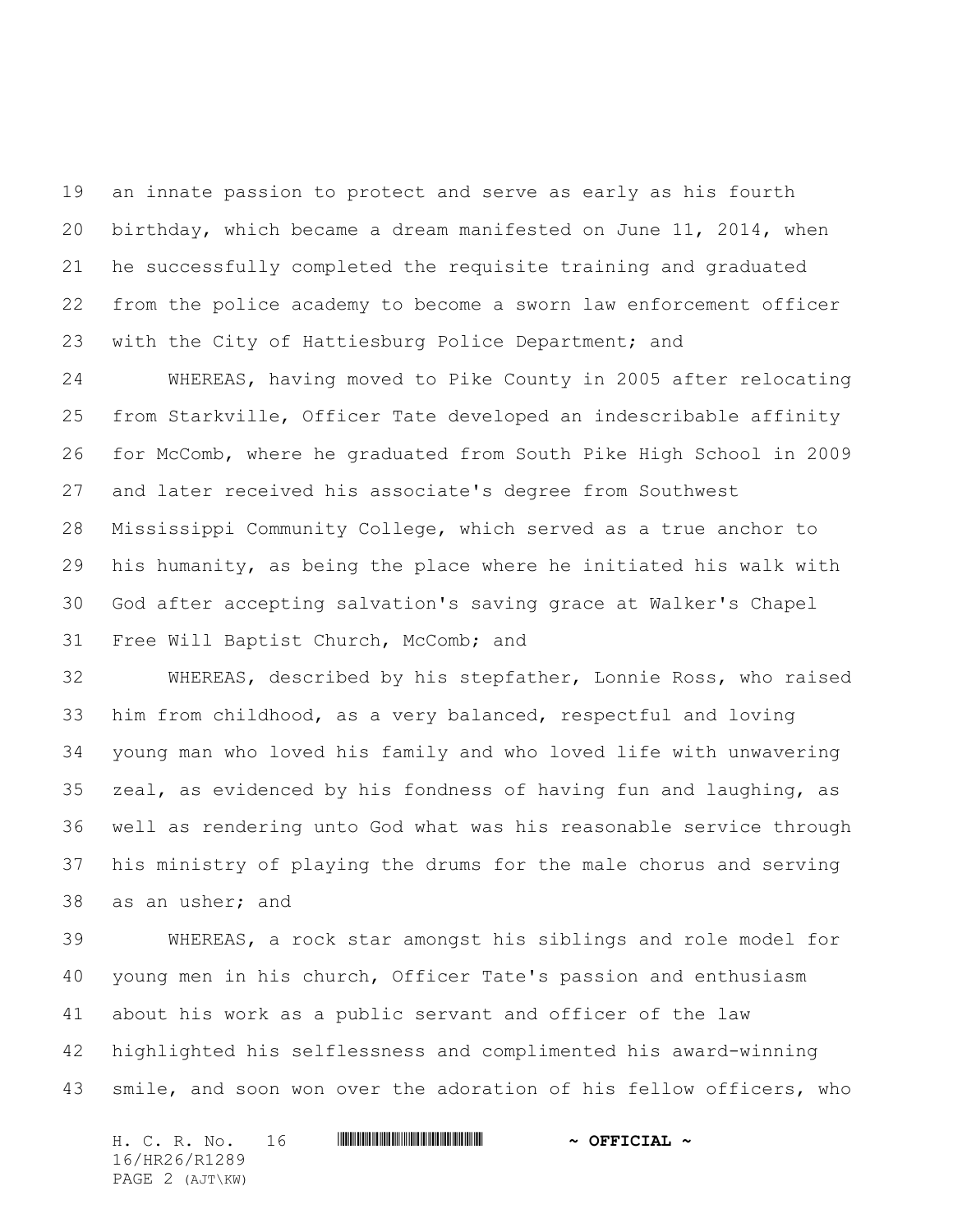an innate passion to protect and serve as early as his fourth birthday, which became a dream manifested on June 11, 2014, when he successfully completed the requisite training and graduated from the police academy to become a sworn law enforcement officer with the City of Hattiesburg Police Department; and

WHEREAS, having moved to Pike County in 2005 after relocating from Starkville, Officer Tate developed an indescribable affinity for McComb, where he graduated from South Pike High School in 2009 and later received his associate's degree from Southwest Mississippi Community College, which served as a true anchor to his humanity, as being the place where he initiated his walk with God after accepting salvation's saving grace at Walker's Chapel Free Will Baptist Church, McComb; and

WHEREAS, described by his stepfather, Lonnie Ross, who raised him from childhood, as a very balanced, respectful and loving young man who loved his family and who loved life with unwavering zeal, as evidenced by his fondness of having fun and laughing, as well as rendering unto God what was his reasonable service through his ministry of playing the drums for the male chorus and serving as an usher; and

WHEREAS, a rock star amongst his siblings and role model for young men in his church, Officer Tate's passion and enthusiasm about his work as a public servant and officer of the law highlighted his selflessness and complimented his award-winning smile, and soon won over the adoration of his fellow officers, who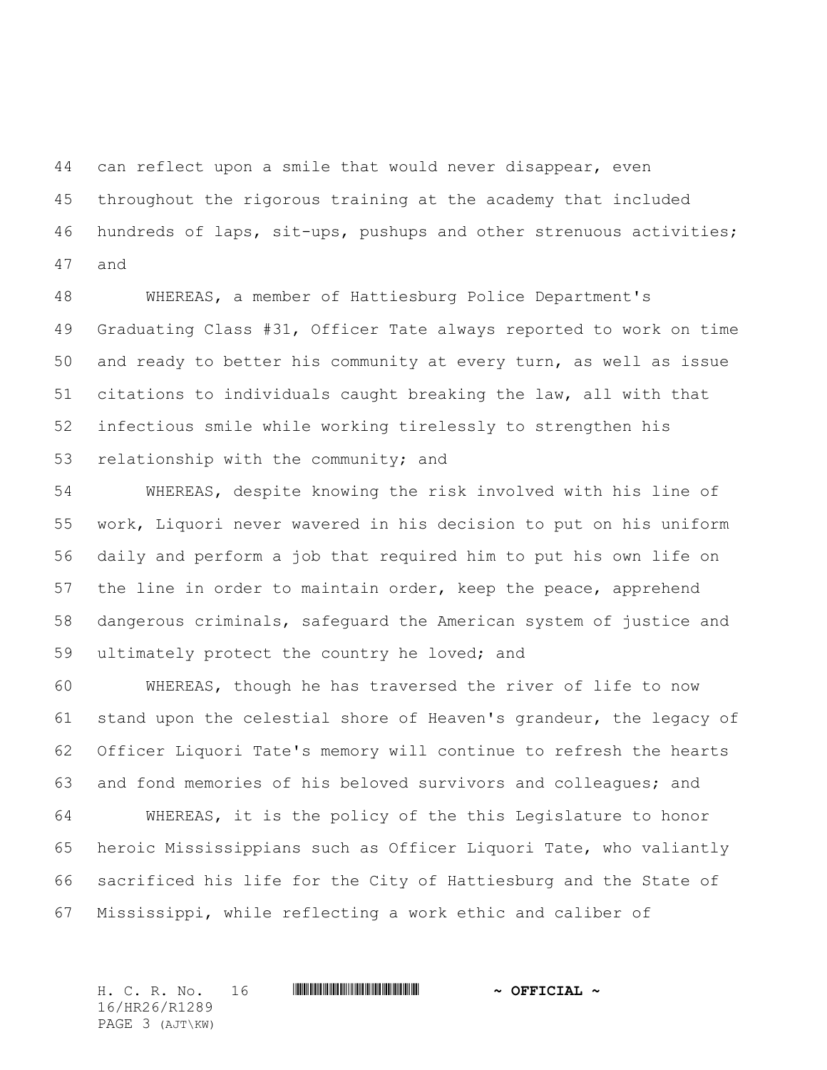can reflect upon a smile that would never disappear, even throughout the rigorous training at the academy that included hundreds of laps, sit-ups, pushups and other strenuous activities; and

WHEREAS, a member of Hattiesburg Police Department's Graduating Class #31, Officer Tate always reported to work on time and ready to better his community at every turn, as well as issue citations to individuals caught breaking the law, all with that infectious smile while working tirelessly to strengthen his relationship with the community; and

WHEREAS, despite knowing the risk involved with his line of work, Liquori never wavered in his decision to put on his uniform daily and perform a job that required him to put his own life on the line in order to maintain order, keep the peace, apprehend dangerous criminals, safeguard the American system of justice and ultimately protect the country he loved; and

WHEREAS, though he has traversed the river of life to now stand upon the celestial shore of Heaven's grandeur, the legacy of Officer Liquori Tate's memory will continue to refresh the hearts and fond memories of his beloved survivors and colleagues; and

WHEREAS, it is the policy of the this Legislature to honor heroic Mississippians such as Officer Liquori Tate, who valiantly sacrificed his life for the City of Hattiesburg and the State of Mississippi, while reflecting a work ethic and caliber of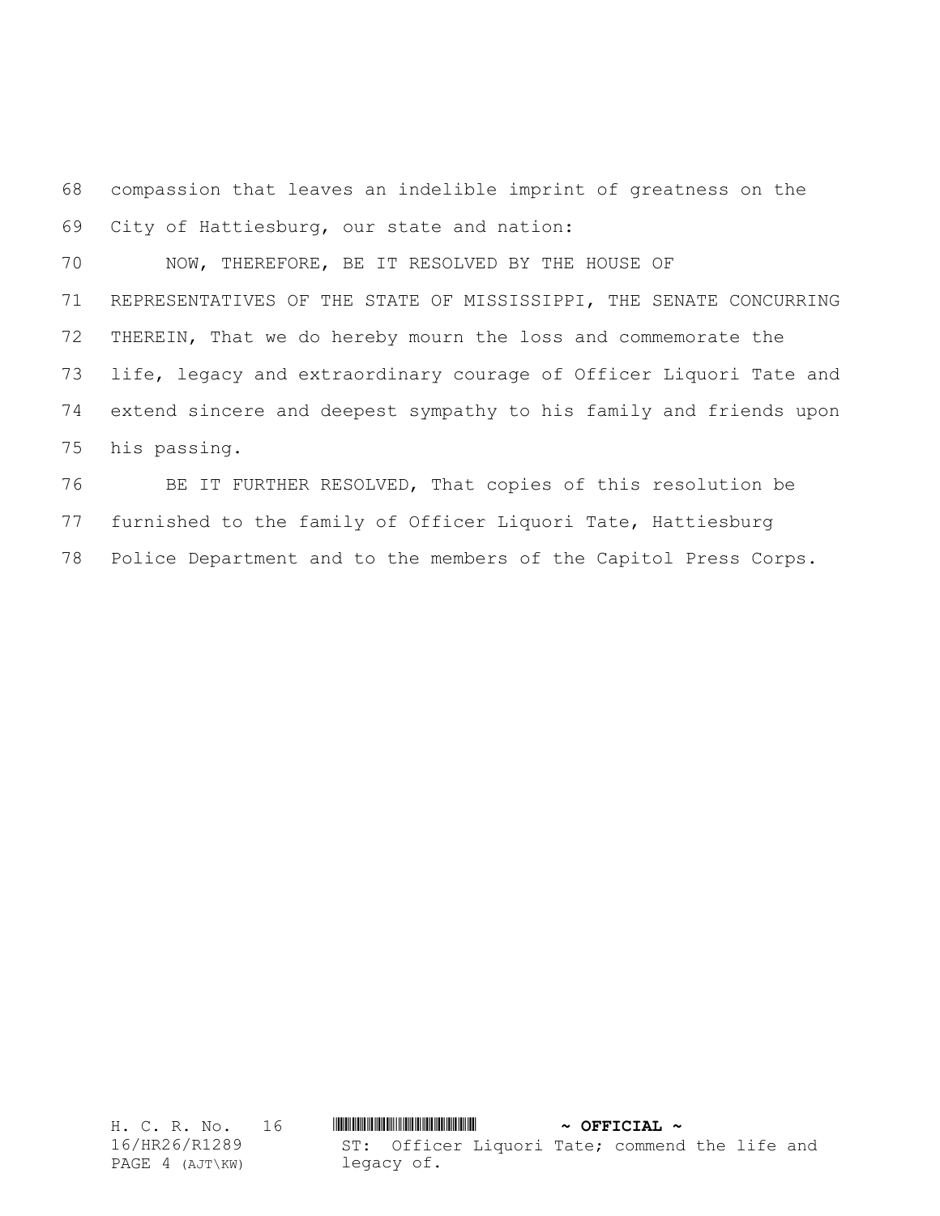compassion that leaves an indelible imprint of greatness on the City of Hattiesburg, our state and nation:

NOW, THEREFORE, BE IT RESOLVED BY THE HOUSE OF REPRESENTATIVES OF THE STATE OF MISSISSIPPI, THE SENATE CONCURRING THEREIN, That we do hereby mourn the loss and commemorate the life, legacy and extraordinary courage of Officer Liquori Tate and extend sincere and deepest sympathy to his family and friends upon his passing.

BE IT FURTHER RESOLVED, That copies of this resolution be furnished to the family of Officer Liquori Tate, Hattiesburg Police Department and to the members of the Capitol Press Corps.